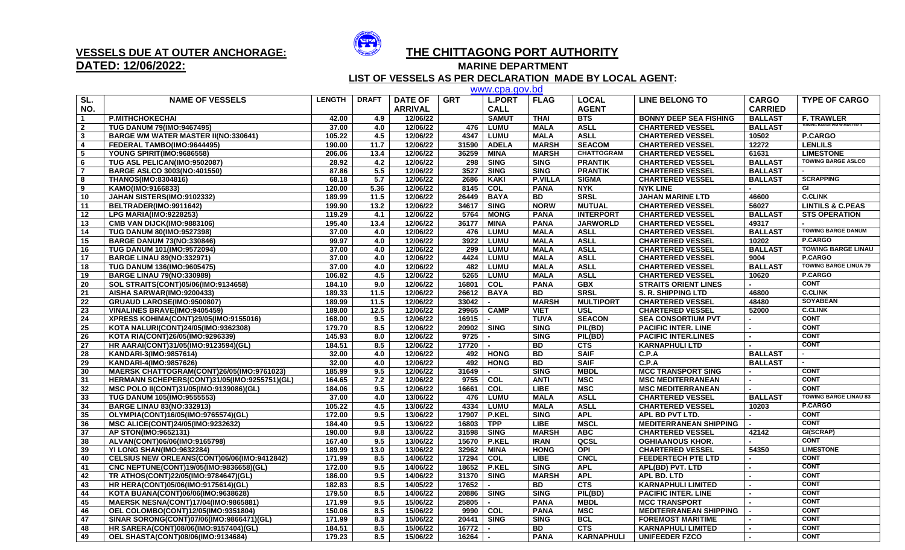# VESSELS DUE AT OUTER ANCHORAGE:

# DATED: 12/06/2022:

## THE CHITTAGONG PORT AUTHORITY

### MARINE DEPARTMENT

### LIST OF VESSELS AS PER DECLARATION MADE BY LOCAL AGENT:

www.cpa.gov.bd

| SL. NO. | NAME OF VESSELS | LENGTH | DRAFT | DATE OF ARRIVAL | GRT | L.PORT CALL | FLAG | LOCAL AGENT | LINE BELONG TO | CARGO CARRIED | TYPE OF CARGO |
|---|---|---|---|---|---|---|---|---|---|---|---|
| 1 | P.MITHCHOKECHAI | 42.00 | 4.9 | 12/06/22 | | SAMUT | THAI | BTS | BONNY DEEP SEA FISHING | BALLAST | F. TRAWLER |
| 2 | TUG DANUM 79(IMO:9467495) | 37.00 | 4.0 | 12/06/22 | 476 | LUMU | MALA | ASLL | CHARTERED VESSEL | BALLAST | TOWING BARGE WM.W.MASTER II |
| 3 | BARGE WM WATER MASTER II(NO:330641) | 105.22 | 4.5 | 12/06/22 | 4347 | LUMU | MALA | ASLL | CHARTERED VESSEL | 10502 | P.CARGO |
| 4 | FEDERAL TAMBO(IMO:9644495) | 190.00 | 11.7 | 12/06/22 | 31590 | ADELA | MARSH | SEACOM | CHARTERED VESSEL | 12272 | LENLILS |
| 5 | YOUNG SPIRIT(IMO:9686558) | 206.06 | 13.4 | 12/06/22 | 36259 | MINA | MARSH | CHATTOGRAM | CHARTERED VESSEL | 61631 | LIMESTONE |
| 6 | TUG ASL PELICAN(IMO:9502087) | 28.92 | 4.2 | 12/06/22 | 298 | SING | SING | PRANTIK | CHARTERED VESSEL | BALLAST | TOWING BARGE ASLCO |
| 7 | BARGE ASLCO 3003(NO:401550) | 87.86 | 5.5 | 12/06/22 | 3527 | SING | SING | PRANTIK | CHARTERED VESSEL | BALLAST | - |
| 8 | THANOS(IMO:8304816) | 68.18 | 5.7 | 12/06/22 | 2686 | KAKI | P.VILLA | SIGMA | CHARTERED VESSEL | BALLAST | SCRAPPING |
| 9 | KAMO(IMO:9166833) | 120.00 | 5.36 | 12/06/22 | 8145 | COL | PANA | NYK | NYK LINE | - | GI |
| 10 | JAHAN SISTERS(IMO:9102332) | 189.99 | 11.5 | 12/06/22 | 26449 | BAYA | BD | SRSL | JAHAN MARINE LTD | 46600 | C.CLINK |
| 11 | BELTRADER(IMO:9911642) | 199.90 | 13.2 | 12/06/22 | 34617 | SING | NORW | MUTUAL | CHARTERED VESSEL | 56027 | LINTILS & C.PEAS |
| 12 | LPG MARIA(IMO:9228253) | 119.29 | 4.1 | 12/06/22 | 5764 | MONG | PANA | INTERPORT | CHARTERED VESSEL | BALLAST | STS OPERATION |
| 13 | CMB VAN DIJCK(IMO:9883106) | 195.40 | 13.4 | 12/06/22 | 36177 | MINA | PANA | JARWORLD | CHARTERED VESSEL | 49317 | - |
| 14 | TUG DANUM 80(IMO:9527398) | 37.00 | 4.0 | 12/06/22 | 476 | LUMU | MALA | ASLL | CHARTERED VESSEL | BALLAST | TOWING BARGE DANUM |
| 15 | BARGE DANUM 73(NO:330846) | 99.97 | 4.0 | 12/06/22 | 3922 | LUMU | MALA | ASLL | CHARTERED VESSEL | 10202 | P.CARGO |
| 16 | TUG DANUM 101(IMO:9572094) | 37.00 | 4.0 | 12/06/22 | 299 | LUMU | MALA | ASLL | CHARTERED VESSEL | BALLAST | TOWING BARGE LINAU |
| 17 | BARGE LINAU 89(NO:332971) | 37.00 | 4.0 | 12/06/22 | 4424 | LUMU | MALA | ASLL | CHARTERED VESSEL | 9004 | P.CARGO |
| 18 | TUG DANUM 136(IMO:9605475) | 37.00 | 4.0 | 12/06/22 | 482 | LUMU | MALA | ASLL | CHARTERED VESSEL | BALLAST | TOWING BARGE LINUA 79 |
| 19 | BARGE LINAU 79(NO:330989) | 106.82 | 4.5 | 12/06/22 | 5265 | LUMU | MALA | ASLL | CHARTERED VESSEL | 10620 | P.CARGO |
| 20 | SOL STRAITS(CONT)05/06(IMO:9134658) | 184.10 | 9.0 | 12/06/22 | 16801 | COL | PANA | GBX | STRAITS ORIENT LINES | - | CONT |
| 21 | AISHA SARWAR(IMO:9200433) | 189.33 | 11.5 | 12/06/22 | 26612 | BAYA | BD | SRSL | S. R. SHIPPING LTD | 46800 | C.CLINK |
| 22 | GRUAUD LAROSE(IMO:9500807) | 189.99 | 11.5 | 12/06/22 | 33042 | - | MARSH | MULTIPORT | CHARTERED VESSEL | 48480 | SOYABEAN |
| 23 | VINALINES BRAVE(IMO:9405459) | 189.00 | 12.5 | 12/06/22 | 29965 | CAMP | VIET | USL | CHARTERED VESSEL | 52000 | C.CLINK |
| 24 | XPRESS KOHIMA(CONT)29/05(IMO:9155016) | 168.00 | 9.5 | 12/06/22 | 16915 | - | TUVA | SEACON | SEA CONSORTIUM PVT | - | CONT |
| 25 | KOTA NALURI(CONT)24/05(IMO:9362308) | 179.70 | 8.5 | 12/06/22 | 20902 | SING | SING | PIL(BD) | PACIFIC INTER. LINE | - | CONT |
| 26 | KOTA RIA(CONT)26/05(IMO:9296339) | 145.93 | 8.0 | 12/06/22 | 9725 | - | SING | PIL(BD) | PACIFIC INTER.LINES | - | CONT |
| 27 | HR AARAI(CONT)31/05(IMO:9123594)(GL) | 184.51 | 8.5 | 12/06/22 | 17720 | - | BD | CTS | KARNAPHULI LTD | - | CONT |
| 28 | KANDARI-3(IMO:9857614) | 32.00 | 4.0 | 12/06/22 | 492 | HONG | BD | SAIF | C.P.A | BALLAST | - |
| 29 | KANDARI-4(IMO:9857626) | 32.00 | 4.0 | 12/06/22 | 492 | HONG | BD | SAIF | C.P.A | BALLAST | - |
| 30 | MAERSK CHATTOGRAM(CONT)26/05(IMO:9761023) | 185.99 | 9.5 | 12/06/22 | 31649 | - | SING | MBDL | MCC TRANSPORT SING | - | CONT |
| 31 | HERMANN SCHEPERS(CONT)31/05(IMO:9255751)(GL) | 164.65 | 7.2 | 12/06/22 | 9755 | COL | ANTI | MSC | MSC MEDITERRANEAN | - | CONT |
| 32 | MSC POLO II(CONT)31/05(IMO:9139086)(GL) | 184.06 | 9.5 | 12/06/22 | 16661 | COL | LIBE | MSC | MSC MEDITERRANEAN | - | CONT |
| 33 | TUG DANUM 105(IMO:9555553) | 37.00 | 4.0 | 13/06/22 | 476 | LUMU | MALA | ASLL | CHARTERED VESSEL | BALLAST | TOWING BARGE LINAU 83 |
| 34 | BARGE LINAU 83(NO:332913) | 105.22 | 4.5 | 13/06/22 | 4334 | LUMU | MALA | ASLL | CHARTERED VESSEL | 10203 | P.CARGO |
| 35 | OLYMPIA(CONT)16/05(IMO:9765574)(GL) | 172.00 | 9.5 | 13/06/22 | 17907 | P.KEL | SING | APL | APL BD PVT LTD. | - | CONT |
| 36 | MSC ALICE(CONT)24/05(IMO:9232632) | 184.40 | 9.5 | 13/06/22 | 16803 | TPP | LIBE | MSCL | MEDITERRANEAN SHIPPING | - | CONT |
| 37 | AP STON(IMO:9652131) | 190.00 | 9.8 | 13/06/22 | 31598 | SING | MARSH | ABC | CHARTERED VESSEL | 42142 | GI(SCRAP) |
| 38 | ALVAN(CONT)06/06(IMO:9165798) | 167.40 | 9.5 | 13/06/22 | 15670 | P.KEL | IRAN | QCSL | OGHIAANOUS KHOR. | - | CONT |
| 39 | YI LONG SHAN(IMO:9632284) | 189.99 | 13.0 | 13/06/22 | 32962 | MINA | HONG | OPI | CHARTERED VESSEL | 54350 | LIMESTONE |
| 40 | CELSIUS NEW ORLEANS(CONT)06/06(IMO:9412842) | 171.99 | 8.5 | 14/06/22 | 17294 | COL | LIBE | CNCL | FEEDERTECH PTE LTD | - | CONT |
| 41 | CNC NEPTUNE(CONT)19/05(IMO:9836658)(GL) | 172.00 | 9.5 | 14/06/22 | 18652 | P.KEL | SING | APL | APL(BD) PVT. LTD | - | CONT |
| 42 | TR ATHOS(CONT)22/05(IMO:9784647)(GL) | 186.00 | 9.5 | 14/06/22 | 31370 | SING | MARSH | APL | APL BD. LTD | - | CONT |
| 43 | HR HERA(CONT)05/06(IMO:9175614)(GL) | 182.83 | 8.5 | 14/05/22 | 17652 | - | BD | CTS | KARNAPHULI LIMITED | - | CONT |
| 44 | KOTA BUANA(CONT)06/06(IMO:9638628) | 179.50 | 8.5 | 14/06/22 | 20886 | SING | SING | PIL(BD) | PACIFIC INTER. LINE | - | CONT |
| 45 | MAERSK NESNA(CONT)17/04(IMO:9865881) | 171.99 | 9.5 | 15/06/22 | 25805 | - | PANA | MBDL | MCC TRANSPORT | - | CONT |
| 46 | OEL COLOMBO(CONT)12/05(IMO:9351804) | 150.06 | 8.5 | 15/06/22 | 9990 | COL | PANA | MSC | MEDITERRANEAN SHIPPING | - | CONT |
| 47 | SINAR SORONG(CONT)07/06(IMO:9866471)(GL) | 171.99 | 8.3 | 15/06/22 | 20441 | SING | SING | BCL | FOREMOST MARITIME | - | CONT |
| 48 | HR SARERA(CONT)08/06(IMO:9157404)(GL) | 184.51 | 8.5 | 15/06/22 | 16772 | - | BD | CTS | KARNAPHULI LIMITED | - | CONT |
| 49 | OEL SHASTA(CONT)08/06(IMO:9134684) | 179.23 | 8.5 | 15/06/22 | 16264 | - | PANA | KARNAPHULI | UNIFEEDER FZCO | - | CONT |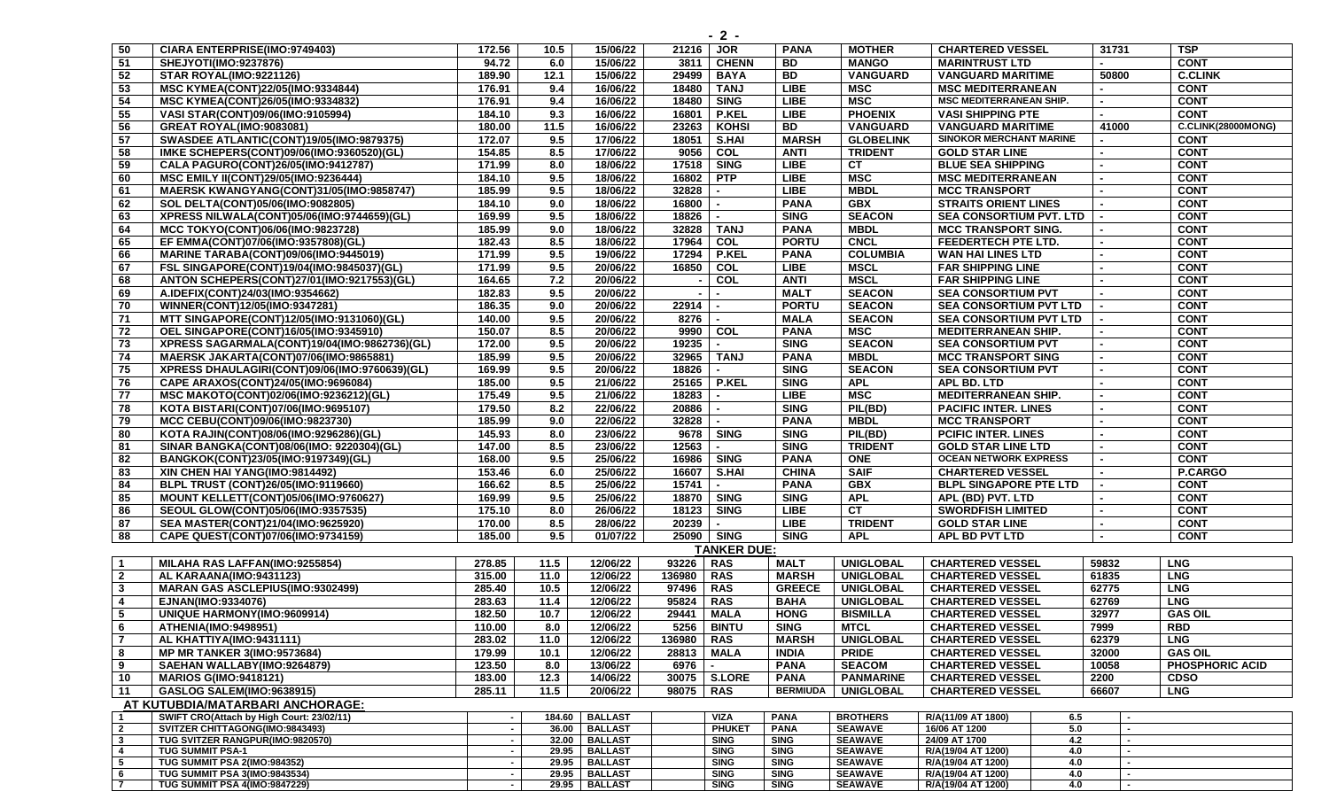| 50 | CIARA ENTERPRISE(IMO:9749403) | 172.56 | 10.5 | 15/06/22 | 21216 | JOR | PANA | MOTHER | CHARTERED VESSEL | 31731 | TSP |
|---|---|---|---|---|---|---|---|---|---|---|---|
| 51 | SHEJYOTI(IMO:9237876) | 94.72 | 6.0 | 15/06/22 | 3811 | CHENN | BD | MANGO | MARINTRUST LTD | - | CONT |
| 52 | STAR ROYAL(IMO:9221126) | 189.90 | 12.1 | 15/06/22 | 29499 | BAYA | BD | VANGUARD | VANGUARD MARITIME | 50800 | C.CLINK |
| 53 | MSC KYMEA(CONT)22/05(IMO:9334844) | 176.91 | 9.4 | 16/06/22 | 18480 | TANJ | LIBE | MSC | MSC MEDITERRANEAN | - | CONT |
| 54 | MSC KYMEA(CONT)26/05(IMO:9334832) | 176.91 | 9.4 | 16/06/22 | 18480 | SING | LIBE | MSC | MSC MEDITERRANEAN SHIP. | - | CONT |
| 55 | VASI STAR(CONT)09/06(IMO:9105994) | 184.10 | 9.3 | 16/06/22 | 16801 | P.KEL | LIBE | PHOENIX | VASI SHIPPING PTE | - | CONT |
| 56 | GREAT ROYAL(IMO:9083081) | 180.00 | 11.5 | 16/06/22 | 23263 | KOHSI | BD | VANGUARD | VANGUARD MARITIME | 41000 | C.CLINK(28000MONG) |
| 57 | SWASDEE ATLANTIC(CONT)19/05(IMO:9879375) | 172.07 | 9.5 | 17/06/22 | 18051 | S.HAI | MARSH | GLOBELINK | SINOKOR MERCHANT MARINE | - | CONT |
| 58 | IMKE SCHEPERS(CONT)09/06(IMO:9360520)(GL) | 154.85 | 8.5 | 17/06/22 | 9056 | COL | ANTI | TRIDENT | GOLD STAR LINE | - | CONT |
| 59 | CALA PAGURO(CONT)26/05(IMO:9412787) | 171.99 | 8.0 | 18/06/22 | 17518 | SING | LIBE | CT | BLUE SEA SHIPPING | - | CONT |
| 60 | MSC EMILY II(CONT)29/05(IMO:9236444) | 184.10 | 9.5 | 18/06/22 | 16802 | PTP | LIBE | MSC | MSC MEDITERRANEAN | - | CONT |
| 61 | MAERSK KWANGYANG(CONT)31/05(IMO:9858747) | 185.99 | 9.5 | 18/06/22 | 32828 | - | LIBE | MBDL | MCC TRANSPORT | - | CONT |
| 62 | SOL DELTA(CONT)05/06(IMO:9082805) | 184.10 | 9.0 | 18/06/22 | 16800 | - | PANA | GBX | STRAITS ORIENT LINES | - | CONT |
| 63 | XPRESS NILWALA(CONT)05/06(IMO:9744659)(GL) | 169.99 | 9.5 | 18/06/22 | 18826 | - | SING | SEACON | SEA CONSORTIUM PVT. LTD | - | CONT |
| 64 | MCC TOKYO(CONT)06/06(IMO:9823728) | 185.99 | 9.0 | 18/06/22 | 32828 | TANJ | PANA | MBDL | MCC TRANSPORT SING. | - | CONT |
| 65 | EF EMMA(CONT)07/06(IMO:9357808)(GL) | 182.43 | 8.5 | 18/06/22 | 17964 | COL | PORTU | CNCL | FEEDERTECH PTE LTD. | - | CONT |
| 66 | MARINE TARABA(CONT)09/06(IMO:9445019) | 171.99 | 9.5 | 19/06/22 | 17294 | P.KEL | PANA | COLUMBIA | WAN HAI LINES LTD | - | CONT |
| 67 | FSL SINGAPORE(CONT)19/04(IMO:9845037)(GL) | 171.99 | 9.5 | 20/06/22 | 16850 | COL | LIBE | MSCL | FAR SHIPPING LINE | - | CONT |
| 68 | ANTON SCHEPERS(CONT)27/01(IMO:9217553)(GL) | 164.65 | 7.2 | 20/06/22 | - | COL | ANTI | MSCL | FAR SHIPPING LINE | - | CONT |
| 69 | A.IDEFIX(CONT)24/03(IMO:9354662) | 182.83 | 9.5 | 20/06/22 | - | - | MALT | SEACON | SEA CONSORTIUM PVT | - | CONT |
| 70 | WINNER(CONT)12/05(IMO:9347281) | 186.35 | 9.0 | 20/06/22 | 22914 | - | PORTU | SEACON | SEA CONSORTIUM PVT LTD | - | CONT |
| 71 | MTT SINGAPORE(CONT)12/05(IMO:9131060)(GL) | 140.00 | 9.5 | 20/06/22 | 8276 | - | MALA | SEACON | SEA CONSORTIUM PVT LTD | - | CONT |
| 72 | OEL SINGAPORE(CONT)16/05(IMO:9345910) | 150.07 | 8.5 | 20/06/22 | 9990 | COL | PANA | MSC | MEDITERRANEAN SHIP. | - | CONT |
| 73 | XPRESS SAGARMALA(CONT)19/04(IMO:9862736)(GL) | 172.00 | 9.5 | 20/06/22 | 19235 | - | SING | SEACON | SEA CONSORTIUM PVT | - | CONT |
| 74 | MAERSK JAKARTA(CONT)07/06(IMO:9865881) | 185.99 | 9.5 | 20/06/22 | 32965 | TANJ | PANA | MBDL | MCC TRANSPORT SING | - | CONT |
| 75 | XPRESS DHAULAGIRI(CONT)09/06(IMO:9760639)(GL) | 169.99 | 9.5 | 20/06/22 | 18826 | - | SING | SEACON | SEA CONSORTIUM PVT | - | CONT |
| 76 | CAPE ARAXOS(CONT)24/05(IMO:9696084) | 185.00 | 9.5 | 21/06/22 | 25165 | P.KEL | SING | APL | APL BD. LTD | - | CONT |
| 77 | MSC MAKOTO(CONT)02/06(IMO:9236212)(GL) | 175.49 | 9.5 | 21/06/22 | 18283 | - | LIBE | MSC | MEDITERRANEAN SHIP. | - | CONT |
| 78 | KOTA BISTARI(CONT)07/06(IMO:9695107) | 179.50 | 8.2 | 22/06/22 | 20886 | - | SING | PIL(BD) | PACIFIC INTER. LINES | - | CONT |
| 79 | MCC CEBU(CONT)09/06(IMO:9823730) | 185.99 | 9.0 | 22/06/22 | 32828 | - | PANA | MBDL | MCC TRANSPORT | - | CONT |
| 80 | KOTA RAJIN(CONT)08/06(IMO:9296286)(GL) | 145.93 | 8.0 | 23/06/22 | 9678 | SING | SING | PIL(BD) | PCIFIC INTER. LINES | - | CONT |
| 81 | SINAR BANGKA(CONT)08/06(IMO: 9220304)(GL) | 147.00 | 8.5 | 23/06/22 | 12563 | - | SING | TRIDENT | GOLD STAR LINE LTD | - | CONT |
| 82 | BANGKOK(CONT)23/05(IMO:9197349)(GL) | 168.00 | 9.5 | 25/06/22 | 16986 | SING | PANA | ONE | OCEAN NETWORK EXPRESS | - | CONT |
| 83 | XIN CHEN HAI YANG(IMO:9814492) | 153.46 | 6.0 | 25/06/22 | 16607 | S.HAI | CHINA | SAIF | CHARTERED VESSEL | - | P.CARGO |
| 84 | BLPL TRUST (CONT)26/05(IMO:9119660) | 166.62 | 8.5 | 25/06/22 | 15741 | - | PANA | GBX | BLPL SINGAPORE PTE LTD | - | CONT |
| 85 | MOUNT KELLETT(CONT)05/06(IMO:9760627) | 169.99 | 9.5 | 25/06/22 | 18870 | SING | SING | APL | APL (BD) PVT. LTD | - | CONT |
| 86 | SEOUL GLOW(CONT)05/06(IMO:9357535) | 175.10 | 8.0 | 26/06/22 | 18123 | SING | LIBE | CT | SWORDFISH LIMITED | - | CONT |
| 87 | SEA MASTER(CONT)21/04(IMO:9625920) | 170.00 | 8.5 | 28/06/22 | 20239 | - | LIBE | TRIDENT | GOLD STAR LINE | - | CONT |
| 88 | CAPE QUEST(CONT)07/06(IMO:9734159) | 185.00 | 9.5 | 01/07/22 | 25090 | SING | SING | APL | APL BD PVT LTD | - | CONT |

**TANKER DUE:**

| 1 | MILAHA RAS LAFFAN(IMO:9255854) | 278.85 | 11.5 | 12/06/22 | 93226 | RAS | MALT | UNIGLOBAL | CHARTERED VESSEL | 59832 | LNG |
|---|---|---|---|---|---|---|---|---|---|---|---|
| 2 | AL KARAANA(IMO:9431123) | 315.00 | 11.0 | 12/06/22 | 136980 | RAS | MARSH | UNIGLOBAL | CHARTERED VESSEL | 61835 | LNG |
| 3 | MARAN GAS ASCLEPIUS(IMO:9302499) | 285.40 | 10.5 | 12/06/22 | 97496 | RAS | GREECE | UNIGLOBAL | CHARTERED VESSEL | 62775 | LNG |
| 4 | EJNAN(IMO:9334076) | 283.63 | 11.4 | 12/06/22 | 95824 | RAS | BAHA | UNIGLOBAL | CHARTERED VESSEL | 62769 | LNG |
| 5 | UNIQUE HARMONY(IMO:9609914) | 182.50 | 10.7 | 12/06/22 | 29441 | MALA | HONG | BISMILLA | CHARTERED VESSEL | 32977 | GAS OIL |
| 6 | ATHENIA(IMO:9498951) | 110.00 | 8.0 | 12/06/22 | 5256 | BINTU | SING | MTCL | CHARTERED VESSEL | 7999 | RBD |
| 7 | AL KHATTIYA(IMO:9431111) | 283.02 | 11.0 | 12/06/22 | 136980 | RAS | MARSH | UNIGLOBAL | CHARTERED VESSEL | 62379 | LNG |
| 8 | MP MR TANKER 3(IMO:9573684) | 179.99 | 10.1 | 12/06/22 | 28813 | MALA | INDIA | PRIDE | CHARTERED VESSEL | 32000 | GAS OIL |
| 9 | SAEHAN WALLABY(IMO:9264879) | 123.50 | 8.0 | 13/06/22 | 6976 | - | PANA | SEACOM | CHARTERED VESSEL | 10058 | PHOSPHORIC ACID |
| 10 | MARIOS G(IMO:9418121) | 183.00 | 12.3 | 14/06/22 | 30075 | S.LORE | PANA | PANMARINE | CHARTERED VESSEL | 2200 | CDSO |
| 11 | GASLOG SALEM(IMO:9638915) | 285.11 | 11.5 | 20/06/22 | 98075 | RAS | BERMIUDA | UNIGLOBAL | CHARTERED VESSEL | 66607 | LNG |

**AT KUTUBDIA/MATARBARI ANCHORAGE:**

| 1 | SWIFT CRO(Attach by High Court: 23/02/11) | - | 184.60 | BALLAST | | VIZA | PANA | BROTHERS | R/A(11/09 AT 1800) | 6.5 | - |
|---|---|---|---|---|---|---|---|---|---|---|---|
| 2 | SVITZER CHITTAGONG(IMO:9843493) | - | 36.00 | BALLAST | | PHUKET | PANA | SEAWAVE | 16/06 AT 1200 | 5.0 | - |
| 3 | TUG SVITZER RANGPUR(IMO:9820570) | - | 32.00 | BALLAST | | SING | SING | SEAWAVE | 24/09 AT 1700 | 4.2 | - |
| 4 | TUG SUMMIT PSA-1 | - | 29.95 | BALLAST | | SING | SING | SEAWAVE | R/A(19/04 AT 1200) | 4.0 | - |
| 5 | TUG SUMMIT PSA 2(IMO:984352) | - | 29.95 | BALLAST | | SING | SING | SEAWAVE | R/A(19/04 AT 1200) | 4.0 | - |
| 6 | TUG SUMMIT PSA 3(IMO:9843534) | - | 29.95 | BALLAST | | SING | SING | SEAWAVE | R/A(19/04 AT 1200) | 4.0 | - |
| 7 | TUG SUMMIT PSA 4(IMO:9847229) | - | 29.95 | BALLAST | | SING | SING | SEAWAVE | R/A(19/04 AT 1200) | 4.0 | - |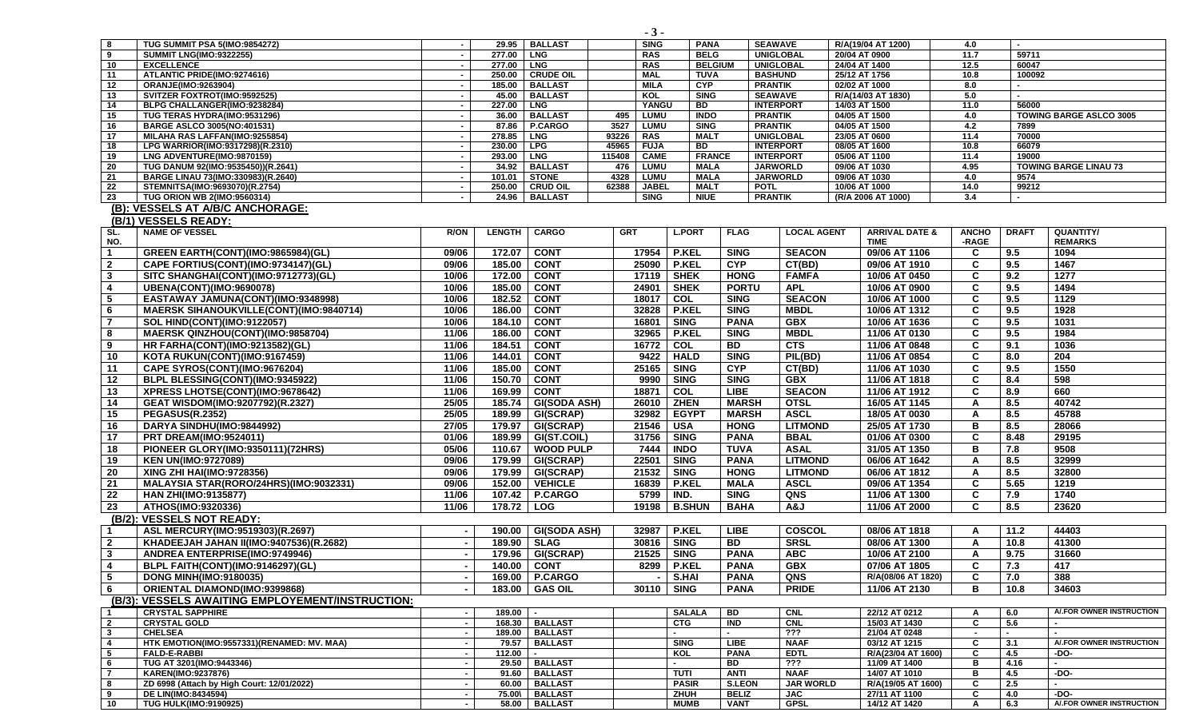| 8 | TUG SUMMIT PSA 5(IMO:9854272) | - | 29.95 | BALLAST | | SING | PANA | SEAWAVE | R/A(19/04 AT 1200) | 4.0 | - | |
|---|---|---|---|---|---|---|---|---|---|---|---|---|
| 9 | SUMMIT LNG(IMO:9322255) | - | 277.00 | LNG | | RAS | BELG | UNIGLOBAL | 20/04 AT 0900 | 11.7 | 59711 | |
| 10 | EXCELLENCE | - | 277.00 | LNG | | RAS | BELGIUM | UNIGLOBAL | 24/04 AT 1400 | 12.5 | 60047 | |
| 11 | ATLANTIC PRIDE(IMO:9274616) | - | 250.00 | CRUDE OIL | | MAL | TUVA | BASHUND | 25/12 AT 1756 | 10.8 | 100092 | |
| 12 | ORANJE(IMO:9263904) | - | 185.00 | BALLAST | | MILA | CYP | PRANTIK | 02/02 AT 1000 | 8.0 | - | |
| 13 | SVITZER FOXTROT(IMO:9592525) | - | 45.00 | BALLAST | | KOL | SING | SEAWAVE | R/A(14/03 AT 1830) | 5.0 | - | |
| 14 | BLPG CHALLANGER(IMO:9238284) | - | 227.00 | LNG | | YANGU | BD | INTERPORT | 14/03 AT 1500 | 11.0 | 56000 | |
| 15 | TUG TERAS HYDRA(IMO:9531296) | - | 36.00 | BALLAST | 495 | LUMU | INDO | PRANTIK | 04/05 AT 1500 | 4.0 | TOWING BARGE ASLCO 3005 | |
| 16 | BARGE ASLCO 3005(NO:401531) | - | 87.86 | P.CARGO | 3527 | LUMU | SING | PRANTIK | 04/05 AT 1500 | 4.2 | 7899 | |
| 17 | MILAHA RAS LAFFAN(IMO:9255854) | - | 278.85 | LNG | 93226 | RAS | MALT | UNIGLOBAL | 23/05 AT 0600 | 11.4 | 70000 | |
| 18 | LPG WARRIOR(IMO:9317298)(R.2310) | - | 230.00 | LPG | 45965 | FUJA | BD | INTERPORT | 08/05 AT 1600 | 10.8 | 66079 | |
| 19 | LNG ADVENTURE(IMO:9870159) | - | 293.00 | LNG | 115408 | CAME | FRANCE | INTERPORT | 05/06 AT 1100 | 11.4 | 19000 | |
| 20 | TUG DANUM 92(IMO:9535450))(R.2641) | - | 34.92 | BALLAST | 476 | LUMU | MALA | JARWORLD | 09/06 AT 1030 | 4.95 | TOWING BARGE LINAU 73 | |
| 21 | BARGE LINAU 73(IMO:330983)(R.2640) | - | 101.01 | STONE | 4328 | LUMU | MALA | JARWORLD | 09/06 AT 1030 | 4.0 | 9574 | |
| 22 | STEMNITSA(IMO:9693070)(R.2754) | - | 250.00 | CRUD OIL | 62388 | JABEL | MALT | POTL | 10/06 AT 1000 | 14.0 | 99212 | |
| 23 | TUG ORION WB 2(IMO:9560314) | - | 24.96 | BALLAST | | SING | NIUE | PRANTIK | (R/A 2006 AT 1000) | 3.4 | - | |

## (B): VESSELS AT A/B/C ANCHORAGE:

### (B/1) VESSELS READY:

| SL. NO. | NAME OF VESSEL | R/ON | LENGTH | CARGO | GRT | L.PORT | FLAG | LOCAL AGENT | ARRIVAL DATE & TIME | ANCHO -RAGE | DRAFT | QUANTITY/ REMARKS |
|---|---|---|---|---|---|---|---|---|---|---|---|---|
| 1 | GREEN EARTH(CONT)(IMO:9865984)(GL) | 09/06 | 172.07 | CONT | 17954 | P.KEL | SING | SEACON | 09/06 AT 1106 | C | 9.5 | 1094 |
| 2 | CAPE FORTIUS(CONT)(IMO:9734147)(GL) | 09/06 | 185.00 | CONT | 25090 | P.KEL | CYP | CT(BD) | 09/06 AT 1910 | C | 9.5 | 1467 |
| 3 | SITC SHANGHAI(CONT)(IMO:9712773)(GL) | 10/06 | 172.00 | CONT | 17119 | SHEK | HONG | FAMFA | 10/06 AT 0450 | C | 9.2 | 1277 |
| 4 | UBENA(CONT)(IMO:9690078) | 10/06 | 185.00 | CONT | 24901 | SHEK | PORTU | APL | 10/06 AT 0900 | C | 9.5 | 1494 |
| 5 | EASTAWAY JAMUNA(CONT)(IMO:9348998) | 10/06 | 182.52 | CONT | 18017 | COL | SING | SEACON | 10/06 AT 1000 | C | 9.5 | 1129 |
| 6 | MAERSK SIHANOUKVILLE(CONT)(IMO:9840714) | 10/06 | 186.00 | CONT | 32828 | P.KEL | SING | MBDL | 10/06 AT 1312 | C | 9.5 | 1928 |
| 7 | SOL HIND(CONT)(IMO:9122057) | 10/06 | 184.10 | CONT | 16801 | SING | PANA | GBX | 10/06 AT 1636 | C | 9.5 | 1031 |
| 8 | MAERSK QINZHOU(CONT)(IMO:9858704) | 11/06 | 186.00 | CONT | 32965 | P.KEL | SING | MBDL | 11/06 AT 0130 | C | 9.5 | 1984 |
| 9 | HR FARHA(CONT)(IMO:9213582)(GL) | 11/06 | 184.51 | CONT | 16772 | COL | BD | CTS | 11/06 AT 0848 | C | 9.1 | 1036 |
| 10 | KOTA RUKUN(CONT)(IMO:9167459) | 11/06 | 144.01 | CONT | 9422 | HALD | SING | PIL(BD) | 11/06 AT 0854 | C | 8.0 | 204 |
| 11 | CAPE SYROS(CONT)(IMO:9676204) | 11/06 | 185.00 | CONT | 25165 | SING | CYP | CT(BD) | 11/06 AT 1030 | C | 9.5 | 1550 |
| 12 | BLPL BLESSING(CONT)(IMO:9345922) | 11/06 | 150.70 | CONT | 9990 | SING | SING | GBX | 11/06 AT 1818 | C | 8.4 | 598 |
| 13 | XPRESS LHOTSE(CONT)(IMO:9678642) | 11/06 | 169.99 | CONT | 18871 | COL | LIBE | SEACON | 11/06 AT 1912 | C | 8.9 | 660 |
| 14 | GEAT WISDOM(IMO:9207792)(R.2327) | 25/05 | 185.74 | GI(SODA ASH) | 26010 | ZHEN | MARSH | OTSL | 16/05 AT 1145 | A | 8.5 | 40742 |
| 15 | PEGASUS(R.2352) | 25/05 | 189.99 | GI(SCRAP) | 32982 | EGYPT | MARSH | ASCL | 18/05 AT 0030 | A | 8.5 | 45788 |
| 16 | DARYA SINDHU(IMO:9844992) | 27/05 | 179.97 | GI(SCRAP) | 21546 | USA | HONG | LITMOND | 25/05 AT 1730 | B | 8.5 | 28066 |
| 17 | PRT DREAM(IMO:9524011) | 01/06 | 189.99 | GI(ST.COIL) | 31756 | SING | PANA | BBAL | 01/06 AT 0300 | C | 8.48 | 29195 |
| 18 | PIONEER GLORY(IMO:9350111)(72HRS) | 05/06 | 110.67 | WOOD PULP | 7444 | INDO | TUVA | ASAL | 31/05 AT 1350 | B | 7.8 | 9508 |
| 19 | KEN UN(IMO:9727089) | 09/06 | 179.99 | GI(SCRAP) | 22501 | SING | PANA | LITMOND | 06/06 AT 1642 | A | 8.5 | 32999 |
| 20 | XING ZHI HAI(IMO:9728356) | 09/06 | 179.99 | GI(SCRAP) | 21532 | SING | HONG | LITMOND | 06/06 AT 1812 | A | 8.5 | 32800 |
| 21 | MALAYSIA STAR(RORO/24HRS)(IMO:9032331) | 09/06 | 152.00 | VEHICLE | 16839 | P.KEL | MALA | ASCL | 09/06 AT 1354 | C | 5.65 | 1219 |
| 22 | HAN ZHI(IMO:9135877) | 11/06 | 107.42 | P.CARGO | 5799 | IND. | SING | QNS | 11/06 AT 1300 | C | 7.9 | 1740 |
| 23 | ATHOS(IMO:9320336) | 11/06 | 178.72 | LOG | 19198 | B.SHUN | BAHA | A&J | 11/06 AT 2000 | C | 8.5 | 23620 |

### (B/2): VESSELS NOT READY:

| SL. NO. | NAME OF VESSEL | R/ON | LENGTH | CARGO | GRT | L.PORT | FLAG | LOCAL AGENT | ARRIVAL DATE & TIME | ANCHO -RAGE | DRAFT | QUANTITY/ REMARKS |
|---|---|---|---|---|---|---|---|---|---|---|---|---|
| 1 | ASL MERCURY(IMO:9519303)(R.2697) | - | 190.00 | GI(SODA ASH) | 32987 | P.KEL | LIBE | COSCOL | 08/06 AT 1818 | A | 11.2 | 44403 |
| 2 | KHADEEJAH JAHAN II(IMO:9407536)(R.2682) | - | 189.90 | SLAG | 30816 | SING | BD | SRSL | 08/06 AT 1300 | A | 10.8 | 41300 |
| 3 | ANDREA ENTERPRISE(IMO:9749946) | - | 179.96 | GI(SCRAP) | 21525 | SING | PANA | ABC | 10/06 AT 2100 | A | 9.75 | 31660 |
| 4 | BLPL FAITH(CONT)(IMO:9146297)(GL) | - | 140.00 | CONT | 8299 | P.KEL | PANA | GBX | 07/06 AT 1805 | C | 7.3 | 417 |
| 5 | DONG MINH(IMO:9180035) | - | 169.00 | P.CARGO | - | S.HAI | PANA | QNS | R/A(08/06 AT 1820) | C | 7.0 | 388 |
| 6 | ORIENTAL DIAMOND(IMO:9399868) | - | 183.00 | GAS OIL | 30110 | SING | PANA | PRIDE | 11/06 AT 2130 | B | 10.8 | 34603 |

### (B/3): VESSELS AWAITING EMPLOYEMENT/INSTRUCTION:

| SL. NO. | NAME OF VESSEL | R/ON | LENGTH | CARGO | GRT | L.PORT | FLAG | LOCAL AGENT | ARRIVAL DATE & TIME | ANCHO -RAGE | DRAFT | QUANTITY/ REMARKS |
|---|---|---|---|---|---|---|---|---|---|---|---|---|
| 1 | CRYSTAL SAPPHIRE | - | 189.00 | - | | SALALA | BD | CNL | 22/12 AT 0212 | A | 6.0 | A/.FOR OWNER INSTRUCTION |
| 2 | CRYSTAL GOLD | - | 168.30 | BALLAST | | CTG | IND | CNL | 15/03 AT 1430 | C | 5.6 | - |
| 3 | CHELSEA | - | 189.00 | BALLAST | | - | - | ??? | 21/04 AT 0248 | - | - | - |
| 4 | HTK EMOTION(IMO:9557331)(RENAMED: MV. MAA) | - | 79.57 | BALLAST | | SING | LIBE | NAAF | 03/12 AT 1215 | C | 3.1 | A/.FOR OWNER INSTRUCTION |
| 5 | FALD-E-RABBI | - | 112.00 | - | | KOL | PANA | EDTL | R/A(23/04 AT 1600) | C | 4.5 | -DO- |
| 6 | TUG AT 3201(IMO:9443346) | - | 29.50 | BALLAST | | - | BD | ??? | 11/09 AT 1400 | B | 4.16 | - |
| 7 | KAREN(IMO:9237876) | - | 91.60 | BALLAST | | TUTI | ANTI | NAAF | 14/07 AT 1010 | B | 4.5 | -DO- |
| 8 | ZD 6998 (Attach by High Court: 12/01/2022) | - | 60.00 | BALLAST | | PASIR | S.LEON | JAR WORLD | R/A(19/05 AT 1600) | C | 2.5 | - |
| 9 | DE LIN(IMO:8434594) | - | 75.00\ | BALLAST | | ZHUH | BELIZ | JAC | 27/11 AT 1100 | C | 4.0 | -DO- |
| 10 | TUG HULK(IMO:9190925) | - | 58.00 | BALLAST | | MUMB | VANT | GPSL | 14/12 AT 1420 | A | 6.3 | A/.FOR OWNER INSTRUCTION |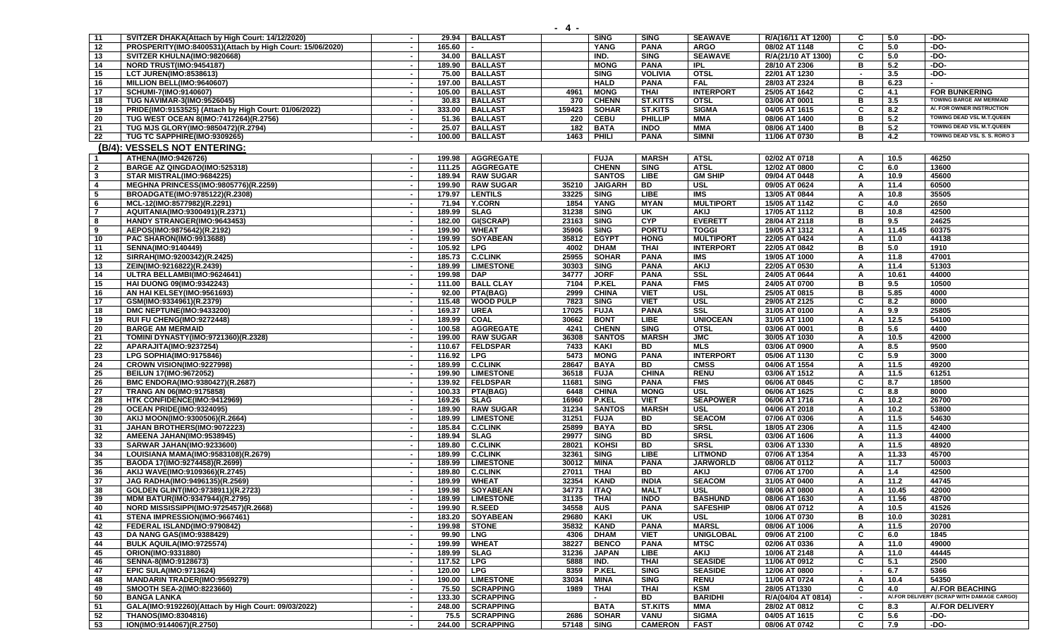| 11 | SVITZER DHAKA(Attach by High Court: 14/12/2020) | - | 29.94 | BALLAST | | SING | SING | SEAWAVE | R/A(16/11 AT 1200) | C | 5.0 | -DO- |
|---|---|---|---|---|---|---|---|---|---|---|---|---|
| 12 | PROSPERITY(IMO:8400531)(Attach by High Court: 15/06/2020) | - | 165.60 | - | | YANG | PANA | ARGO | 08/02 AT 1148 | C | 5.0 | -DO- |
| 13 | SVITZER KHULNA(IMO:9820668) | - | 34.00 | BALLAST | | IND. | SING | SEAWAVE | R/A(21/10 AT 1300) | C | 5.0 | -DO- |
| 14 | NORD TRUST(IMO:9454187) | - | 189.90 | BALLAST | | MONG | PANA | IPL | 28/10 AT 2306 | B | 5.2 | -DO- |
| 15 | LCT JUREN(IMO:8538613) | - | 75.00 | BALLAST | | SING | VOLIVIA | OTSL | 22/01 AT 1230 | - | 3.5 | -DO- |
| 16 | MILLION BELL(IMO:9640607) | - | 197.00 | BALLAST | | HALD | PANA | FAL | 28/03 AT 2324 | B | 6.23 | - |
| 17 | SCHUMI-7(IMO:9140607) | - | 105.00 | BALLAST | 4961 | MONG | THAI | INTERPORT | 25/05 AT 1642 | C | 4.1 | FOR BUNKERING |
| 18 | TUG NAVIMAR-3(IMO:9526045) | - | 30.83 | BALLAST | 370 | CHENN | ST.KITTS | OTSL | 03/06 AT 0001 | B | 3.5 | TOWING BARGE AM MERMAID |
| 19 | PRIDE(IMO:9153525) (Attach by High Court: 01/06/2022) | - | 333.00 | BALLAST | 159423 | SOHAR | ST.KITS | SIGMA | 04/05 AT 1615 | C | 8.2 | A/. FOR OWNER INSTRUCTION |
| 20 | TUG WEST OCEAN 8(IMO:7417264)(R.2756) | - | 51.36 | BALLAST | 220 | CEBU | PHILLIP | MMA | 08/06 AT 1400 | B | 5.2 | TOWING DEAD VSL M.T.QUEEN |
| 21 | TUG MJS GLORY(IMO:9850472)(R.2794) | - | 25.07 | BALLAST | 182 | BATA | INDO | MMA | 08/06 AT 1400 | B | 5.2 | TOWING DEAD VSL M.T.QUEEN |
| 22 | TUG TC SAPPHIRE(IMO:9309265) | - | 100.00 | BALLAST | 1463 | PHILI | PANA | SIMNI | 11/06 AT 0730 | B | 4.2 | TOWING DEAD VSL S. S. RORO 3 |

## (B/4): VESSELS NOT ENTERING:

| 1 | ATHENA(IMO:9426726) | - | 199.98 | AGGREGATE | | FUJA | MARSH | ATSL | 02/02 AT 0718 | A | 10.5 | 46250 |
|---|---|---|---|---|---|---|---|---|---|---|---|---|
| 2 | BARGE AZ QINGDAO(IMO:525318) | - | 111.25 | AGGREGATE | | CHENN | SING | ATSL | 12/02 AT 0800 | C | 6.0 | 13600 |
| 3 | STAR MISTRAL(IMO:9684225) | - | 189.94 | RAW SUGAR | | SANTOS | LIBE | GM SHIP | 09/04 AT 0448 | A | 10.9 | 45600 |
| 4 | MEGHNA PRINCESS(IMO:9805776)(R.2259) | - | 199.90 | RAW SUGAR | 35210 | JAIGARH | BD | USL | 09/05 AT 0624 | A | 11.4 | 60500 |
| 5 | BROADGATE(IMO:9785122)(R.2308) | - | 179.97 | LENTILS | 33225 | SING | LIBE | IMS | 13/05 AT 0844 | A | 10.8 | 35505 |
| 6 | MCL-12(IMO:8577982)(R.2291) | - | 71.94 | Y.CORN | 1854 | YANG | MYAN | MULTIPORT | 15/05 AT 1142 | C | 4.0 | 2650 |
| 7 | AQUITANIA(IMO:9300491)(R.2371) | - | 189.99 | SLAG | 31238 | SING | UK | AKIJ | 17/05 AT 1112 | B | 10.8 | 42500 |
| 8 | HANDY STRANGER(IMO:9643453) | - | 182.00 | GI(SCRAP) | 23163 | SING | CYP | EVERETT | 28/04 AT 2118 | B | 9.5 | 24625 |
| 9 | AEPOS(IMO:9875642)(R.2192) | - | 199.90 | WHEAT | 35906 | SING | PORTU | TOGGI | 19/05 AT 1312 | A | 11.45 | 60375 |
| 10 | PAC SHARON(IMO:9913688) | - | 199.99 | SOYABEAN | 35812 | EGYPT | HONG | MULTIPORT | 22/05 AT 0424 | A | 11.0 | 44138 |
| 11 | SENNA(IMO:9140449) | - | 105.92 | LPG | 4002 | DHAM | THAI | INTERPORT | 22/05 AT 0842 | B | 5.0 | 1910 |
| 12 | SIRRAH(IMO:9200342)(R.2425) | - | 185.73 | C.CLINK | 25955 | SOHAR | PANA | IMS | 19/05 AT 1000 | A | 11.8 | 47001 |
| 13 | ZEIN(IMO:9216822)(R.2439) | - | 189.99 | LIMESTONE | 30303 | SING | PANA | AKIJ | 22/05 AT 0530 | A | 11.4 | 51303 |
| 14 | ULTRA BELLAMBI(IMO:9624641) | - | 199.98 | DAP | 34777 | JORF | PANA | SSL | 24/05 AT 0644 | A | 10.61 | 44000 |
| 15 | HAI DUONG 09(IMO:9342243) | - | 111.00 | BALL CLAY | 7104 | P.KEL | PANA | FMS | 24/05 AT 0700 | B | 9.5 | 10500 |
| 16 | AN HAI KELSEY(IMO:9561693) | - | 92.00 | PTA(BAG) | 2999 | CHINA | VIET | USL | 25/05 AT 0815 | B | 5.85 | 4000 |
| 17 | GSM(IMO:9334961)(R.2379) | - | 115.48 | WOOD PULP | 7823 | SING | VIET | USL | 29/05 AT 2125 | C | 8.2 | 8000 |
| 18 | DMC NEPTUNE(IMO:9433200) | - | 169.37 | UREA | 17025 | FUJA | PANA | SSL | 31/05 AT 0100 | A | 9.9 | 25805 |
| 19 | RUI FU CHENG(IMO:9272448) | - | 189.99 | COAL | 30662 | BONT | LIBE | UNIOCEAN | 31/05 AT 1100 | A | 12.5 | 54100 |
| 20 | BARGE AM MERMAID | - | 100.58 | AGGREGATE | 4241 | CHENN | SING | OTSL | 03/06 AT 0001 | B | 5.6 | 4400 |
| 21 | TOMINI DYNASTY(IMO:9721360)(R.2328) | - | 199.00 | RAW SUGAR | 36308 | SANTOS | MARSH | JMC | 30/05 AT 1030 | A | 10.5 | 42000 |
| 22 | APARAJITA(IMO:9237254) | - | 110.67 | FELDSPAR | 7433 | KAKI | BD | MLS | 03/06 AT 0900 | A | 8.5 | 9500 |
| 23 | LPG SOPHIA(IMO:9175846) | - | 116.92 | LPG | 5473 | MONG | PANA | INTERPORT | 05/06 AT 1130 | C | 5.9 | 3000 |
| 24 | CROWN VISION(IMO:9227998) | - | 189.99 | C.CLINK | 28647 | BAYA | BD | CMSS | 04/06 AT 1554 | A | 11.5 | 49200 |
| 25 | BEILUN 17(IMO:9672052) | - | 199.90 | LIMESTONE | 36518 | FUJA | CHINA | RENU | 03/06 AT 1512 | A | 11.5 | 61251 |
| 26 | BMC ENDORA(IMO:9380427)(R.2687) | - | 139.92 | FELDSPAR | 11681 | SING | PANA | FMS | 06/06 AT 0845 | C | 8.7 | 18500 |
| 27 | TRANG AN 06(IMO:9175858) | - | 100.33 | PTA(BAG) | 6448 | CHINA | MONG | USL | 06/06 AT 1625 | C | 8.8 | 8000 |
| 28 | HTK CONFIDENCE(IMO:9412969) | - | 169.26 | SLAG | 16960 | P.KEL | VIET | SEAPOWER | 06/06 AT 1716 | A | 10.2 | 26700 |
| 29 | OCEAN PRIDE(IMO:9324095) | - | 189.90 | RAW SUGAR | 31234 | SANTOS | MARSH | USL | 04/06 AT 2018 | A | 10.2 | 53800 |
| 30 | AKIJ MOON(IMO:9300506)(R.2664) | - | 189.99 | LIMESTONE | 31251 | FUJA | BD | SEACOM | 07/06 AT 0306 | A | 11.5 | 54630 |
| 31 | JAHAN BROTHERS(IMO:9072223) | - | 185.84 | C.CLINK | 25899 | BAYA | BD | SRSL | 18/05 AT 2306 | A | 11.5 | 42400 |
| 32 | AMEENA JAHAN(IMO:9538945) | - | 189.94 | SLAG | 29977 | SING | BD | SRSL | 03/06 AT 1606 | A | 11.3 | 44000 |
| 33 | SARWAR JAHAN(IMO:9233600) | - | 189.80 | C.CLINK | 28021 | KOHSI | BD | SRSL | 03/06 AT 1330 | A | 11.5 | 48920 |
| 34 | LOUISIANA MAMA(IMO:9583108)(R.2679) | - | 189.99 | C.CLINK | 32361 | SING | LIBE | LITMOND | 07/06 AT 1354 | A | 11.33 | 45700 |
| 35 | BAODA 17(IMO:9274458)(R.2699) | - | 189.99 | LIMESTONE | 30012 | MINA | PANA | JARWORLD | 08/06 AT 0112 | A | 11.7 | 50003 |
| 36 | AKIJ WAVE(IMO:9109366)(R.2745) | - | 189.80 | C.CLINK | 27011 | THAI | BD | AKIJ | 07/06 AT 1700 | A | 1.4 | 42500 |
| 37 | JAG RADHA(IMO:9496135)(R.2569) | - | 189.99 | WHEAT | 32354 | KAND | INDIA | SEACOM | 31/05 AT 0400 | A | 11.2 | 44745 |
| 38 | GOLDEN GLINT(IMO:9738911)(R.2723) | - | 199.98 | SOYABEAN | 34773 | ITAQ | MALT | USL | 08/06 AT 0800 | A | 10.45 | 42000 |
| 39 | MDM BATUR(IMO:9347944)(R.2795) | - | 189.99 | LIMESTONE | 31135 | THAI | INDO | BASHUND | 08/06 AT 1630 | A | 11.56 | 48700 |
| 40 | NORD MISSISSIPPI(IMO:9725457)(R.2668) | - | 199.90 | R.SEED | 34558 | AUS | PANA | SAFESHIP | 08/06 AT 0712 | A | 10.5 | 41526 |
| 41 | STENA IMPRESSION(IMO:9667461) | - | 183.20 | SOYABEAN | 29680 | KAKI | UK | USL | 10/06 AT 0730 | B | 10.0 | 30281 |
| 42 | FEDERAL ISLAND(IMO:9790842) | - | 199.98 | STONE | 35832 | KAND | PANA | MARSL | 08/06 AT 1006 | A | 11.5 | 20700 |
| 43 | DA NANG GAS(IMO:9388429) | - | 99.90 | LNG | 4306 | DHAM | VIET | UNIGLOBAL | 09/06 AT 2100 | C | 6.0 | 1845 |
| 44 | BULK AQUILA(IMO:9725574) | - | 199.99 | WHEAT | 38227 | BENCO | PANA | MTSC | 02/06 AT 0336 | A | 11.0 | 49000 |
| 45 | ORION(IMO:9331880) | - | 189.99 | SLAG | 31236 | JAPAN | LIBE | AKIJ | 10/06 AT 2148 | A | 11.0 | 44445 |
| 46 | SENNA-8(IMO:9128673) | - | 117.52 | LPG | 5888 | IND. | THAI | SEASIDE | 11/06 AT 0912 | C | 5.1 | 2500 |
| 47 | EPIC SULA(IMO:9713624) | - | 120.00 | LPG | 8359 | P.KEL | SING | SEASIDE | 12/06 AT 0800 | - | 6.7 | 5366 |
| 48 | MANDARIN TRADER(IMO:9569279) | - | 190.00 | LIMESTONE | 33034 | MINA | SING | RENU | 11/06 AT 0724 | A | 10.4 | 54350 |
| 49 | SMOOTH SEA-2(IMO:8223660) | - | 75.50 | SCRAPPING | 1989 | THAI | THAI | KSM | 28/05 AT1330 | C | 4.0 | A/.FOR BEACHING |
| 50 | BANGA LANKA | - | 133.30 | SCRAPPING | | - | BD | BARIDHI | R/A(04/04 AT 0814) | - | | A/.FOR DELIVERY (SCRAP WITH DAMAGE CARGO) |
| 51 | GALA(IMO:9192260)(Attach by High Court: 09/03/2022) | - | 248.00 | SCRAPPING | | BATA | ST.KITS | MMA | 28/02 AT 0812 | C | 8.3 | A/.FOR DELIVERY |
| 52 | THANOS(IMO:8304816) | - | 75.5 | SCRAPPING | 2686 | SOHAR | VANU | SIGMA | 04/05 AT 1615 | C | 5.6 | -DO- |
| 53 | ION(IMO:9144067)(R.2750) | - | 244.00 | SCRAPPING | 57148 | SING | CAMERON | FAST | 08/06 AT 0742 | C | 7.9 | -DO- |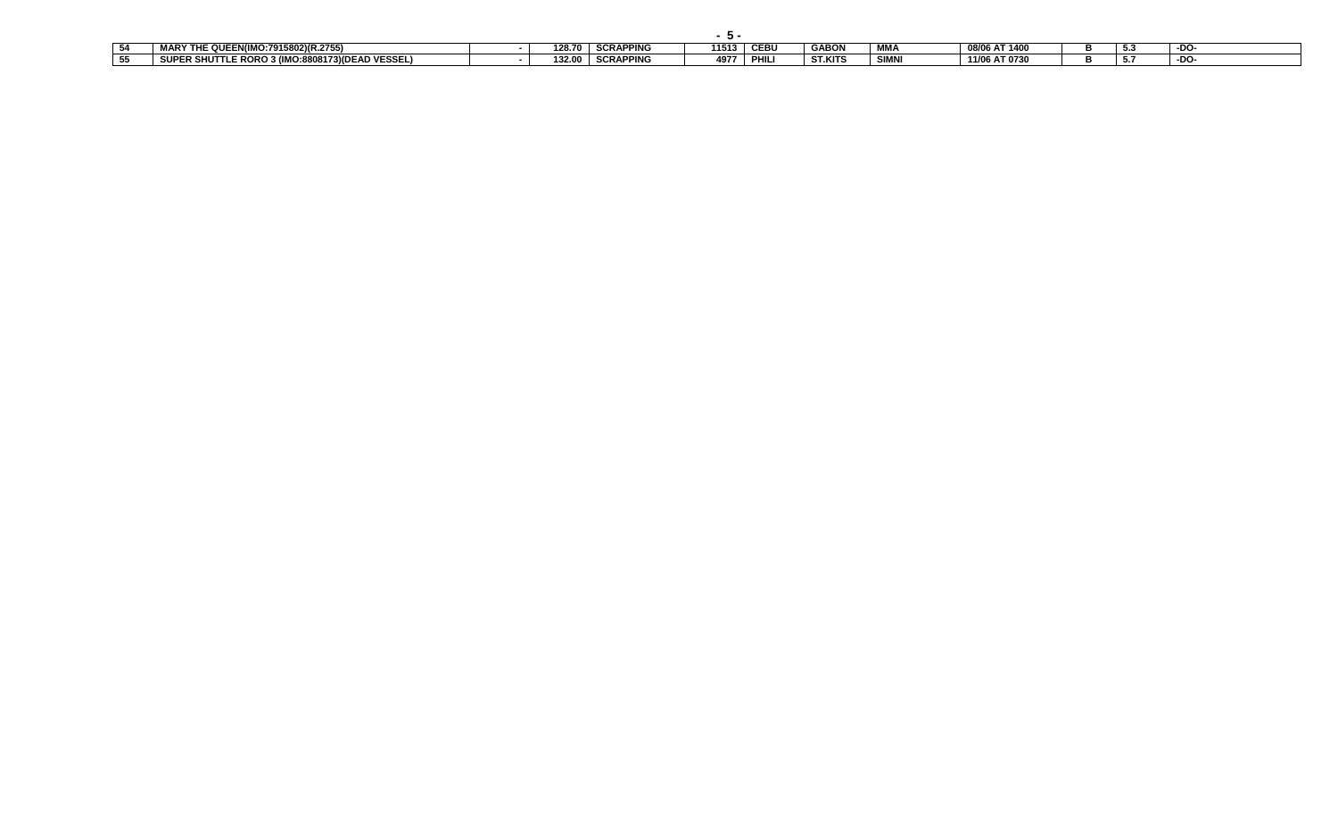| | | | | | | | | | | | | |
|---|---|---|---|---|---|---|---|---|---|---|---|---|
| 54 | MARY THE QUEEN(IMO:7915802)(R.2755) | - | 128.70 | SCRAPPING | 11513 | CEBU | GABON | MMA | 08/06 AT 1400 | B | 5.3 | -DO- |
| 55 | SUPER SHUTTLE RORO 3 (IMO:8808173)(DEAD VESSEL) | - | 132.00 | SCRAPPING | 4977 | PHILI | ST.KITS | SIMNI | 11/06 AT 0730 | B | 5.7 | -DO- |